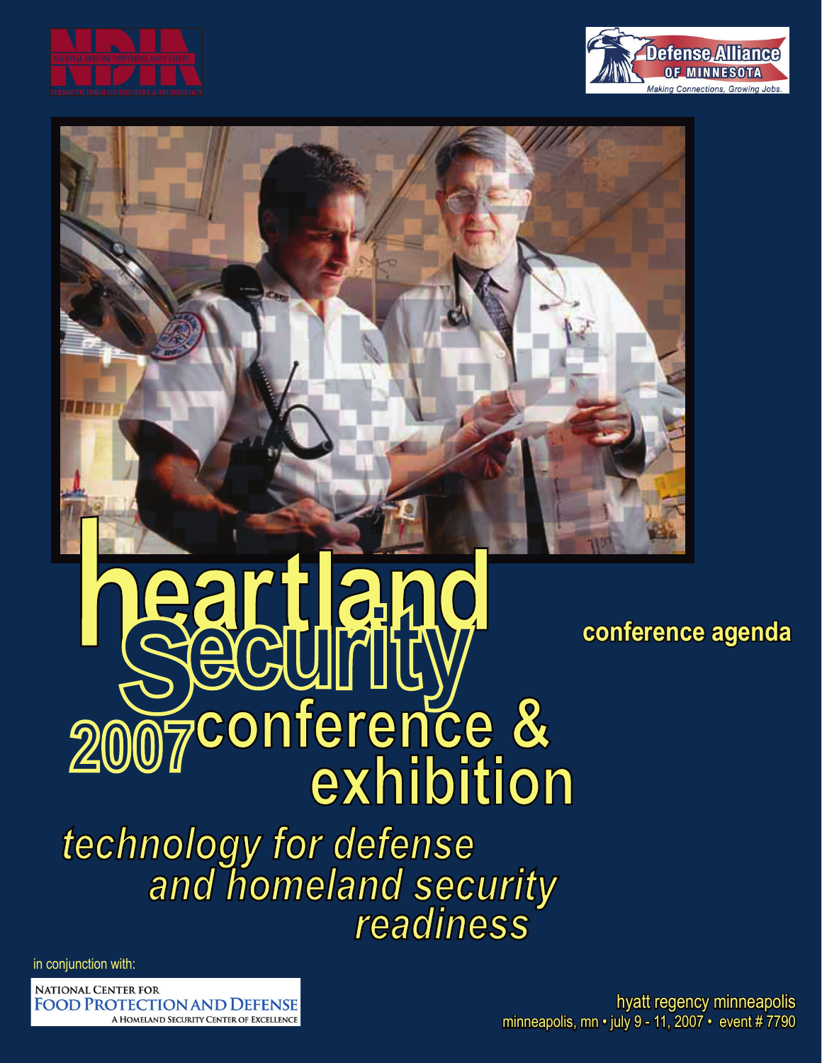NDIA
NATIONAL DEFENSE INDUSTRIAL ASSOCIATION
STRENGTH THROUGH INDUSTRY & TECHNOLOGY

Defense Alliance OF MINNESOTA
Making Connections, Growing Jobs.

# heartland Security 2007 conference & exhibition

## conference agenda

*technology for defense and homeland security readiness*

in conjunction with:

NATIONAL CENTER FOR FOOD PROTECTION AND DEFENSE
A HOMELAND SECURITY CENTER OF EXCELLENCE

hyatt regency minneapolis
minneapolis, mn • july 9 - 11, 2007 • event # 7790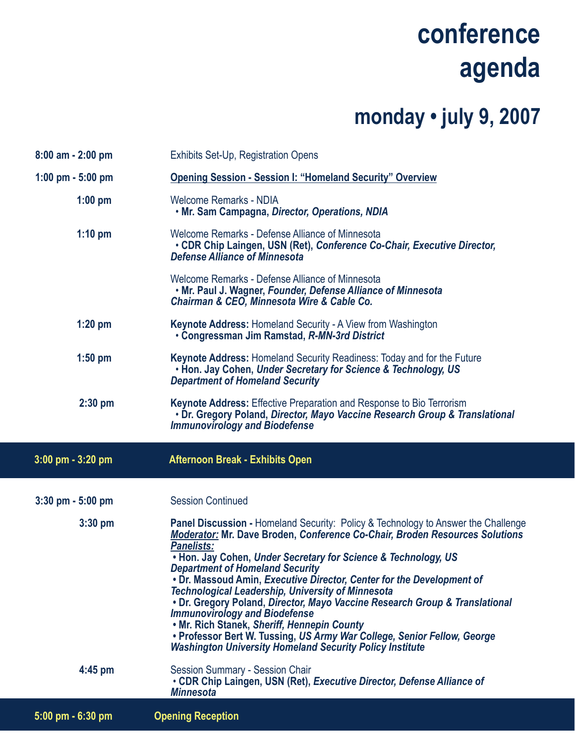# conference agenda

## monday • july 9, 2007

**8:00 am - 2:00 pm** — Exhibits Set-Up, Registration Opens

**1:00 pm - 5:00 pm** — **Opening Session - Session I: "Homeland Security" Overview**

**1:00 pm** — Welcome Remarks - NDIA
- **Mr. Sam Campagna,** ***Director, Operations, NDIA***

**1:10 pm** — Welcome Remarks - Defense Alliance of Minnesota
- **CDR Chip Laingen, USN (Ret),** ***Conference Co-Chair, Executive Director, Defense Alliance of Minnesota***

Welcome Remarks - Defense Alliance of Minnesota
- **Mr. Paul J. Wagner,** ***Founder, Defense Alliance of Minnesota Chairman & CEO, Minnesota Wire & Cable Co.***

**1:20 pm** — **Keynote Address:** Homeland Security - A View from Washington
- **Congressman Jim Ramstad,** ***R-MN-3rd District***

**1:50 pm** — **Keynote Address:** Homeland Security Readiness: Today and for the Future
- **Hon. Jay Cohen,** ***Under Secretary for Science & Technology, US Department of Homeland Security***

**2:30 pm** — **Keynote Address:** Effective Preparation and Response to Bio Terrorism
- **Dr. Gregory Poland,** ***Director, Mayo Vaccine Research Group & Translational Immunovirology and Biodefense***

**3:00 pm - 3:20 pm** — **Afternoon Break - Exhibits Open**

**3:30 pm - 5:00 pm** — Session Continued

**3:30 pm** — **Panel Discussion -** Homeland Security: Policy & Technology to Answer the Challenge

***Moderator:*** **Mr. Dave Broden,** ***Conference Co-Chair, Broden Resources Solutions***

***Panelists:***
- **Hon. Jay Cohen,** ***Under Secretary for Science & Technology, US Department of Homeland Security***
- **Dr. Massoud Amin,** ***Executive Director, Center for the Development of Technological Leadership, University of Minnesota***
- **Dr. Gregory Poland,** ***Director, Mayo Vaccine Research Group & Translational Immunovirology and Biodefense***
- **Mr. Rich Stanek,** ***Sheriff, Hennepin County***
- **Professor Bert W. Tussing,** ***US Army War College, Senior Fellow, George Washington University Homeland Security Policy Institute***

**4:45 pm** — Session Summary - Session Chair
- **CDR Chip Laingen, USN (Ret),** ***Executive Director, Defense Alliance of Minnesota***

**5:00 pm - 6:30 pm** — **Opening Reception**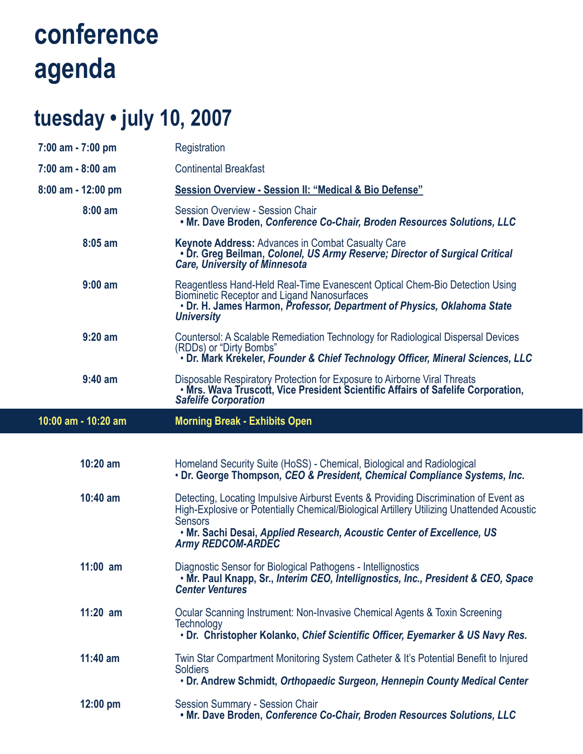# conference agenda

## tuesday • july 10, 2007

| | |
|---|---|
| **7:00 am - 7:00 pm** | Registration |
| **7:00 am - 8:00 am** | Continental Breakfast |
| **8:00 am - 12:00 pm** | **Session Overview - Session II: "Medical & Bio Defense"** |
| **8:00 am** | Session Overview - Session Chair<br>**• Mr. Dave Broden,** ***Conference Co-Chair, Broden Resources Solutions, LLC*** |
| **8:05 am** | **Keynote Address:** Advances in Combat Casualty Care<br>**• Dr. Greg Beilman,** ***Colonel, US Army Reserve; Director of Surgical Critical Care, University of Minnesota*** |
| **9:00 am** | Reagentless Hand-Held Real-Time Evanescent Optical Chem-Bio Detection Using Biominetic Receptor and Ligand Nanosurfaces<br>**• Dr. H. James Harmon,** ***Professor, Department of Physics, Oklahoma State University*** |
| **9:20 am** | Countersol: A Scalable Remediation Technology for Radiological Dispersal Devices (RDDs) or "Dirty Bombs"<br>**• Dr. Mark Krekeler,** ***Founder & Chief Technology Officer, Mineral Sciences, LLC*** |
| **9:40 am** | Disposable Respiratory Protection for Exposure to Airborne Viral Threats<br>**• Mrs. Wava Truscott, Vice President Scientific Affairs of Safelife Corporation,** ***Safelife Corporation*** |
| **10:00 am - 10:20 am** | **Morning Break - Exhibits Open** |
| **10:20 am** | Homeland Security Suite (HoSS) - Chemical, Biological and Radiological<br>**• Dr. George Thompson,** ***CEO & President, Chemical Compliance Systems, Inc.*** |
| **10:40 am** | Detecting, Locating Impulsive Airburst Events & Providing Discrimination of Event as High-Explosive or Potentially Chemical/Biological Artillery Utilizing Unattended Acoustic Sensors<br>**• Mr. Sachi Desai,** ***Applied Research, Acoustic Center of Excellence, US Army REDCOM-ARDEC*** |
| **11:00 am** | Diagnostic Sensor for Biological Pathogens - Intellignostics<br>**• Mr. Paul Knapp, Sr.,** ***Interim CEO, Intellignostics, Inc., President & CEO, Space Center Ventures*** |
| **11:20 am** | Ocular Scanning Instrument: Non-Invasive Chemical Agents & Toxin Screening Technology<br>**• Dr. Christopher Kolanko,** ***Chief Scientific Officer, Eyemarker & US Navy Res.*** |
| **11:40 am** | Twin Star Compartment Monitoring System Catheter & It's Potential Benefit to Injured Soldiers<br>**• Dr. Andrew Schmidt,** ***Orthopaedic Surgeon, Hennepin County Medical Center*** |
| **12:00 pm** | Session Summary - Session Chair<br>**• Mr. Dave Broden,** ***Conference Co-Chair, Broden Resources Solutions, LLC*** |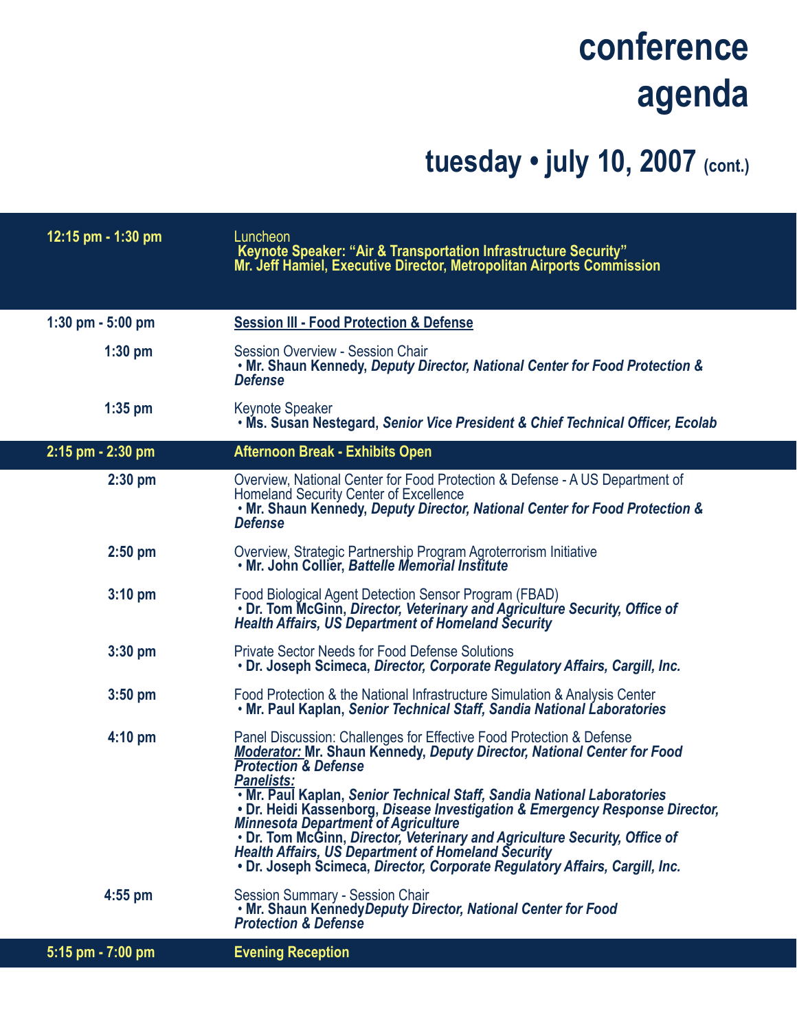# conference agenda

## tuesday • july 10, 2007 (cont.)

**12:15 pm - 1:30 pm**

Luncheon
**Keynote Speaker: "Air & Transportation Infrastructure Security"**
**Mr. Jeff Hamiel, Executive Director, Metropolitan Airports Commission**

**1:30 pm - 5:00 pm**

**Session III - Food Protection & Defense**

**1:30 pm**

Session Overview - Session Chair
- **Mr. Shaun Kennedy,** ***Deputy Director, National Center for Food Protection & Defense***

**1:35 pm**

Keynote Speaker
- **Ms. Susan Nestegard,** ***Senior Vice President & Chief Technical Officer, Ecolab***

**2:15 pm - 2:30 pm**

**Afternoon Break - Exhibits Open**

**2:30 pm**

Overview, National Center for Food Protection & Defense - A US Department of Homeland Security Center of Excellence
- **Mr. Shaun Kennedy,** ***Deputy Director, National Center for Food Protection & Defense***

**2:50 pm**

Overview, Strategic Partnership Program Agroterrorism Initiative
- **Mr. John Collier,** ***Battelle Memorial Institute***

**3:10 pm**

Food Biological Agent Detection Sensor Program (FBAD)
- **Dr. Tom McGinn,** ***Director, Veterinary and Agriculture Security, Office of Health Affairs, US Department of Homeland Security***

**3:30 pm**

Private Sector Needs for Food Defense Solutions
- **Dr. Joseph Scimeca,** ***Director, Corporate Regulatory Affairs, Cargill, Inc.***

**3:50 pm**

Food Protection & the National Infrastructure Simulation & Analysis Center
- **Mr. Paul Kaplan,** ***Senior Technical Staff, Sandia National Laboratories***

**4:10 pm**

Panel Discussion: Challenges for Effective Food Protection & Defense
***Moderator:*** **Mr. Shaun Kennedy,** ***Deputy Director, National Center for Food Protection & Defense***
***Panelists:***
- **Mr. Paul Kaplan,** ***Senior Technical Staff, Sandia National Laboratories***
- **Dr. Heidi Kassenborg,** ***Disease Investigation & Emergency Response Director, Minnesota Department of Agriculture***
- **Dr. Tom McGinn,** ***Director, Veterinary and Agriculture Security, Office of Health Affairs, US Department of Homeland Security***
- **Dr. Joseph Scimeca,** ***Director, Corporate Regulatory Affairs, Cargill, Inc.***

**4:55 pm**

Session Summary - Session Chair
- **Mr. Shaun Kennedy** ***Deputy Director, National Center for Food Protection & Defense***

**5:15 pm - 7:00 pm**

**Evening Reception**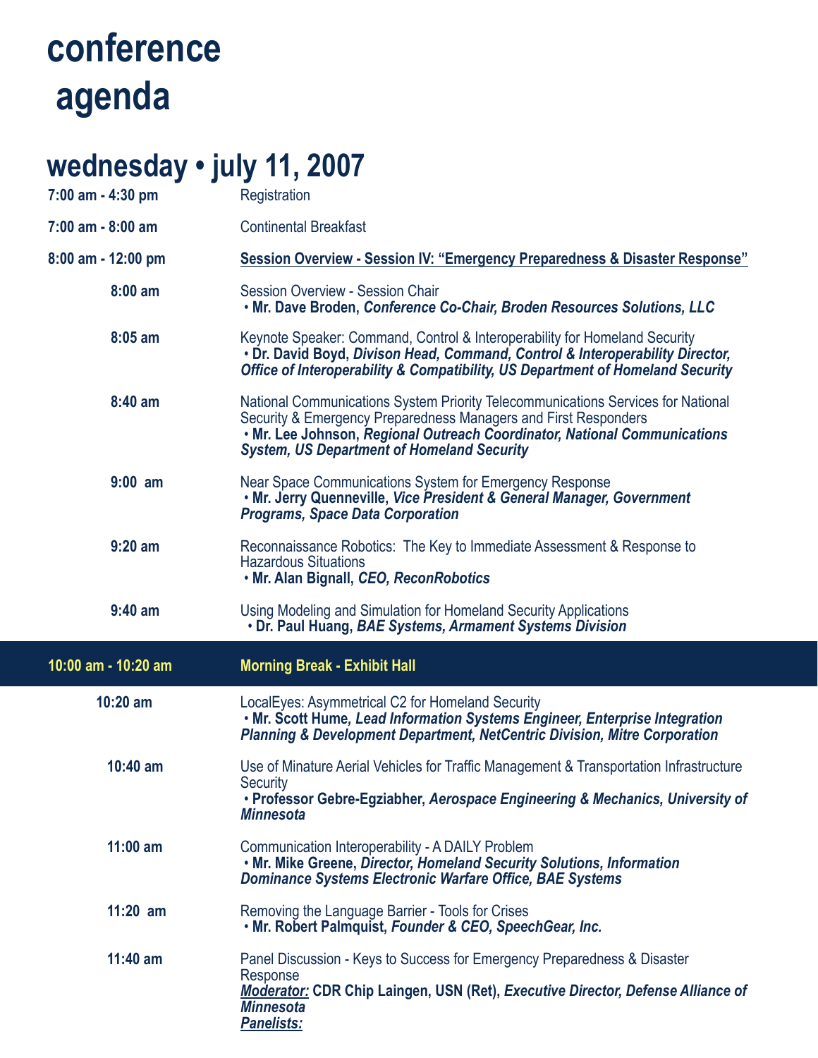# conference agenda

## wednesday • july 11, 2007

| | |
|---|---|
| **7:00 am - 4:30 pm** | Registration |
| **7:00 am - 8:00 am** | Continental Breakfast |
| **8:00 am - 12:00 pm** | **Session Overview - Session IV: "Emergency Preparedness & Disaster Response"** |
| **8:00 am** | Session Overview - Session Chair<br>• **Mr. Dave Broden,** ***Conference Co-Chair, Broden Resources Solutions, LLC*** |
| **8:05 am** | Keynote Speaker: Command, Control & Interoperability for Homeland Security<br>• **Dr. David Boyd,** ***Divison Head, Command, Control & Interoperability Director, Office of Interoperability & Compatibility, US Department of Homeland Security*** |
| **8:40 am** | National Communications System Priority Telecommunications Services for National Security & Emergency Preparedness Managers and First Responders<br>• **Mr. Lee Johnson,** ***Regional Outreach Coordinator, National Communications System, US Department of Homeland Security*** |
| **9:00 am** | Near Space Communications System for Emergency Response<br>• **Mr. Jerry Quenneville,** ***Vice President & General Manager, Government Programs, Space Data Corporation*** |
| **9:20 am** | Reconnaissance Robotics: The Key to Immediate Assessment & Response to Hazardous Situations<br>• **Mr. Alan Bignall,** ***CEO, ReconRobotics*** |
| **9:40 am** | Using Modeling and Simulation for Homeland Security Applications<br>• **Dr. Paul Huang,** ***BAE Systems, Armament Systems Division*** |
| **10:00 am - 10:20 am** | **Morning Break - Exhibit Hall** |
| **10:20 am** | LocalEyes: Asymmetrical C2 for Homeland Security<br>• **Mr. Scott Hume,** ***Lead Information Systems Engineer, Enterprise Integration Planning & Development Department, NetCentric Division, Mitre Corporation*** |
| **10:40 am** | Use of Minature Aerial Vehicles for Traffic Management & Transportation Infrastructure Security<br>• **Professor Gebre-Egziabher,** ***Aerospace Engineering & Mechanics, University of Minnesota*** |
| **11:00 am** | Communication Interoperability - A DAILY Problem<br>• **Mr. Mike Greene,** ***Director, Homeland Security Solutions, Information Dominance Systems Electronic Warfare Office, BAE Systems*** |
| **11:20 am** | Removing the Language Barrier - Tools for Crises<br>• **Mr. Robert Palmquist,** ***Founder & CEO, SpeechGear, Inc.*** |
| **11:40 am** | Panel Discussion - Keys to Success for Emergency Preparedness & Disaster Response<br>***Moderator:*** **CDR Chip Laingen, USN (Ret),** ***Executive Director, Defense Alliance of Minnesota***<br>***Panelists:*** |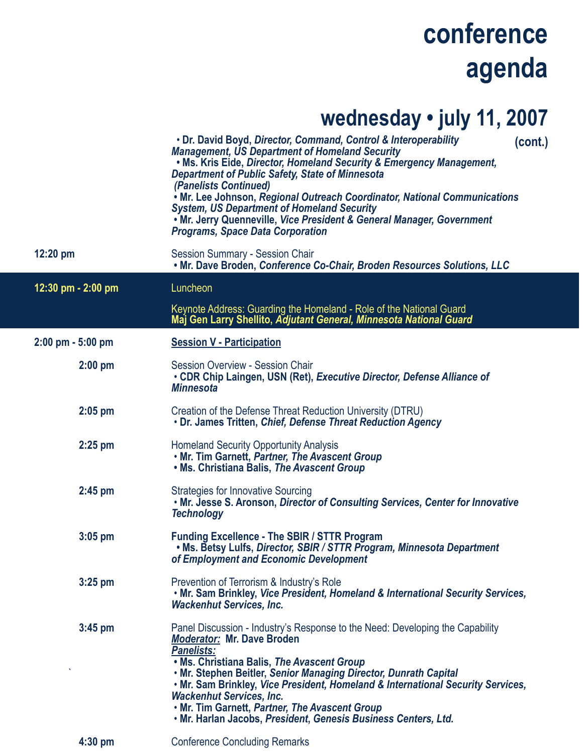# conference agenda

## wednesday • july 11, 2007 (cont.)

- **Dr. David Boyd,** ***Director, Command, Control & Interoperability Management, US Department of Homeland Security***
- **Ms. Kris Eide,** ***Director, Homeland Security & Emergency Management, Department of Public Safety, State of Minnesota***

***(Panelists Continued)***

- **Mr. Lee Johnson,** ***Regional Outreach Coordinator, National Communications System, US Department of Homeland Security***
- **Mr. Jerry Quenneville,** ***Vice President & General Manager, Government Programs, Space Data Corporation***

**12:20 pm** — Session Summary - Session Chair
- **Mr. Dave Broden,** ***Conference Co-Chair, Broden Resources Solutions, LLC***

**12:30 pm - 2:00 pm** — Luncheon

Keynote Address: Guarding the Homeland - Role of the National Guard
**Maj Gen Larry Shellito,** ***Adjutant General, Minnesota National Guard***

**2:00 pm - 5:00 pm** — **Session V - Participation**

**2:00 pm** — Session Overview - Session Chair
- **CDR Chip Laingen, USN (Ret),** ***Executive Director, Defense Alliance of Minnesota***

**2:05 pm** — Creation of the Defense Threat Reduction University (DTRU)
- **Dr. James Tritten,** ***Chief, Defense Threat Reduction Agency***

**2:25 pm** — Homeland Security Opportunity Analysis
- **Mr. Tim Garnett,** ***Partner, The Avascent Group***
- **Ms. Christiana Balis,** ***The Avascent Group***

**2:45 pm** — Strategies for Innovative Sourcing
- **Mr. Jesse S. Aronson,** ***Director of Consulting Services, Center for Innovative Technology***

**3:05 pm** — **Funding Excellence - The SBIR / STTR Program**
- **Ms. Betsy Lulfs,** ***Director, SBIR / STTR Program, Minnesota Department of Employment and Economic Development***

**3:25 pm** — Prevention of Terrorism & Industry's Role
- **Mr. Sam Brinkley,** ***Vice President, Homeland & International Security Services, Wackenhut Services, Inc.***

**3:45 pm** — Panel Discussion - Industry's Response to the Need: Developing the Capability

***Moderator:*** **Mr. Dave Broden**

***Panelists:***
- **Ms. Christiana Balis,** ***The Avascent Group***
- **Mr. Stephen Beitler,** ***Senior Managing Director, Dunrath Capital***
- **Mr. Sam Brinkley,** ***Vice President, Homeland & International Security Services, Wackenhut Services, Inc.***
- **Mr. Tim Garnett,** ***Partner, The Avascent Group***
- **Mr. Harlan Jacobs,** ***President, Genesis Business Centers, Ltd.***

**4:30 pm** — Conference Concluding Remarks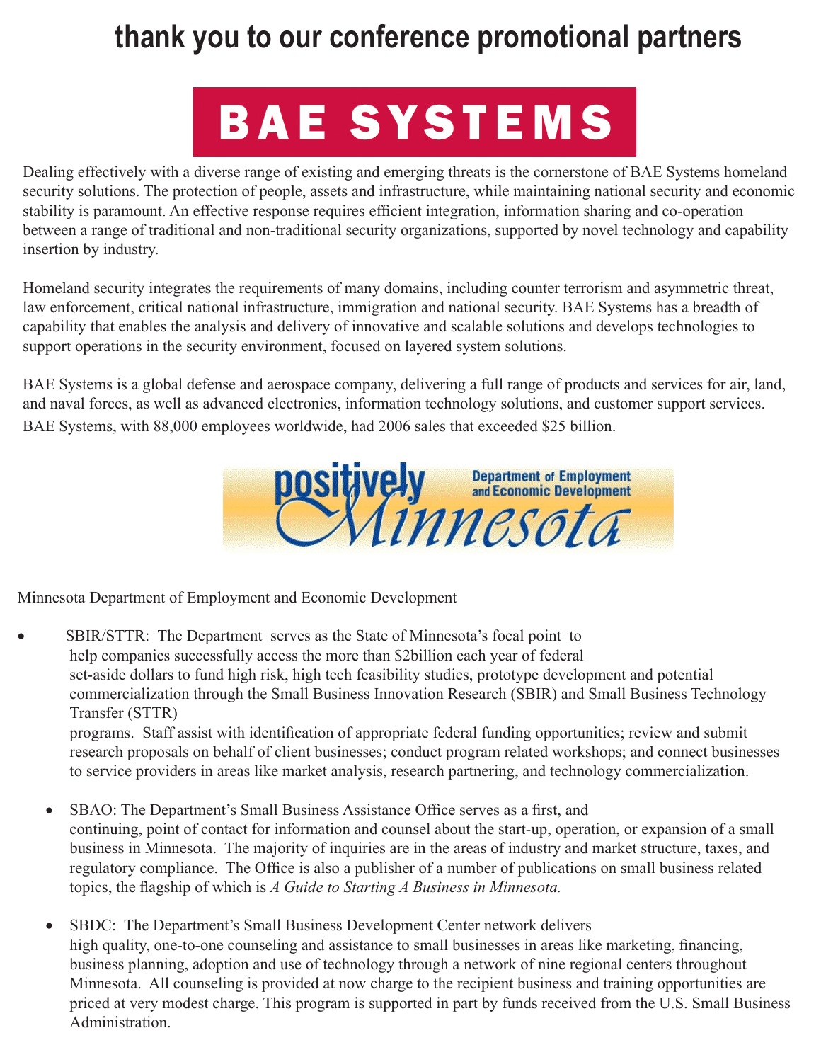# thank you to our conference promotional partners

**BAE SYSTEMS**

Dealing effectively with a diverse range of existing and emerging threats is the cornerstone of BAE Systems homeland security solutions. The protection of people, assets and infrastructure, while maintaining national security and economic stability is paramount. An effective response requires efficient integration, information sharing and co-operation between a range of traditional and non-traditional security organizations, supported by novel technology and capability insertion by industry.

Homeland security integrates the requirements of many domains, including counter terrorism and asymmetric threat, law enforcement, critical national infrastructure, immigration and national security. BAE Systems has a breadth of capability that enables the analysis and delivery of innovative and scalable solutions and develops technologies to support operations in the security environment, focused on layered system solutions.

BAE Systems is a global defense and aerospace company, delivering a full range of products and services for air, land, and naval forces, as well as advanced electronics, information technology solutions, and customer support services. BAE Systems, with 88,000 employees worldwide, had 2006 sales that exceeded $25 billion.

**positively Minnesota** — Department of Employment and Economic Development

Minnesota Department of Employment and Economic Development

- SBIR/STTR: The Department serves as the State of Minnesota's focal point to help companies successfully access the more than $2billion each year of federal set-aside dollars to fund high risk, high tech feasibility studies, prototype development and potential commercialization through the Small Business Innovation Research (SBIR) and Small Business Technology Transfer (STTR) programs. Staff assist with identification of appropriate federal funding opportunities; review and submit research proposals on behalf of client businesses; conduct program related workshops; and connect businesses to service providers in areas like market analysis, research partnering, and technology commercialization.

- SBAO: The Department's Small Business Assistance Office serves as a first, and continuing, point of contact for information and counsel about the start-up, operation, or expansion of a small business in Minnesota. The majority of inquiries are in the areas of industry and market structure, taxes, and regulatory compliance. The Office is also a publisher of a number of publications on small business related topics, the flagship of which is *A Guide to Starting A Business in Minnesota.*

- SBDC: The Department's Small Business Development Center network delivers high quality, one-to-one counseling and assistance to small businesses in areas like marketing, financing, business planning, adoption and use of technology through a network of nine regional centers throughout Minnesota. All counseling is provided at now charge to the recipient business and training opportunities are priced at very modest charge. This program is supported in part by funds received from the U.S. Small Business Administration.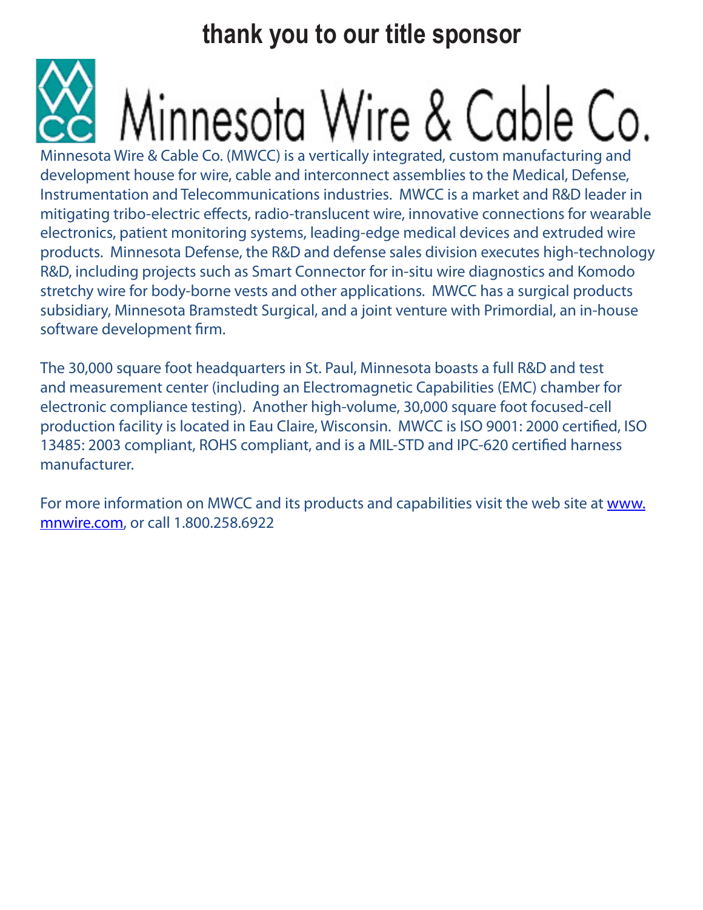# thank you to our title sponsor

## Minnesota Wire & Cable Co.

Minnesota Wire & Cable Co. (MWCC) is a vertically integrated, custom manufacturing and development house for wire, cable and interconnect assemblies to the Medical, Defense, Instrumentation and Telecommunications industries. MWCC is a market and R&D leader in mitigating tribo-electric effects, radio-translucent wire, innovative connections for wearable electronics, patient monitoring systems, leading-edge medical devices and extruded wire products. Minnesota Defense, the R&D and defense sales division executes high-technology R&D, including projects such as Smart Connector for in-situ wire diagnostics and Komodo stretchy wire for body-borne vests and other applications. MWCC has a surgical products subsidiary, Minnesota Bramstedt Surgical, and a joint venture with Primordial, an in-house software development firm.

The 30,000 square foot headquarters in St. Paul, Minnesota boasts a full R&D and test and measurement center (including an Electromagnetic Capabilities (EMC) chamber for electronic compliance testing). Another high-volume, 30,000 square foot focused-cell production facility is located in Eau Claire, Wisconsin. MWCC is ISO 9001: 2000 certified, ISO 13485: 2003 compliant, ROHS compliant, and is a MIL-STD and IPC-620 certified harness manufacturer.

For more information on MWCC and its products and capabilities visit the web site at www.mnwire.com, or call 1.800.258.6922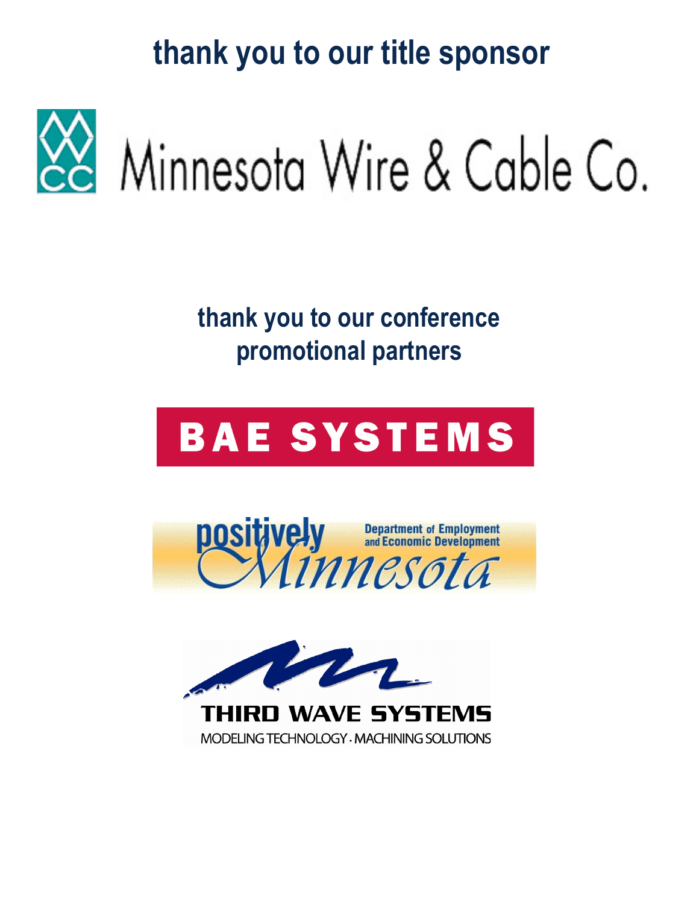## thank you to our title sponsor

Minnesota Wire & Cable Co.

## thank you to our conference promotional partners

BAE SYSTEMS

positively Minnesota

Department of Employment and Economic Development

THIRD WAVE SYSTEMS

MODELING TECHNOLOGY · MACHINING SOLUTIONS